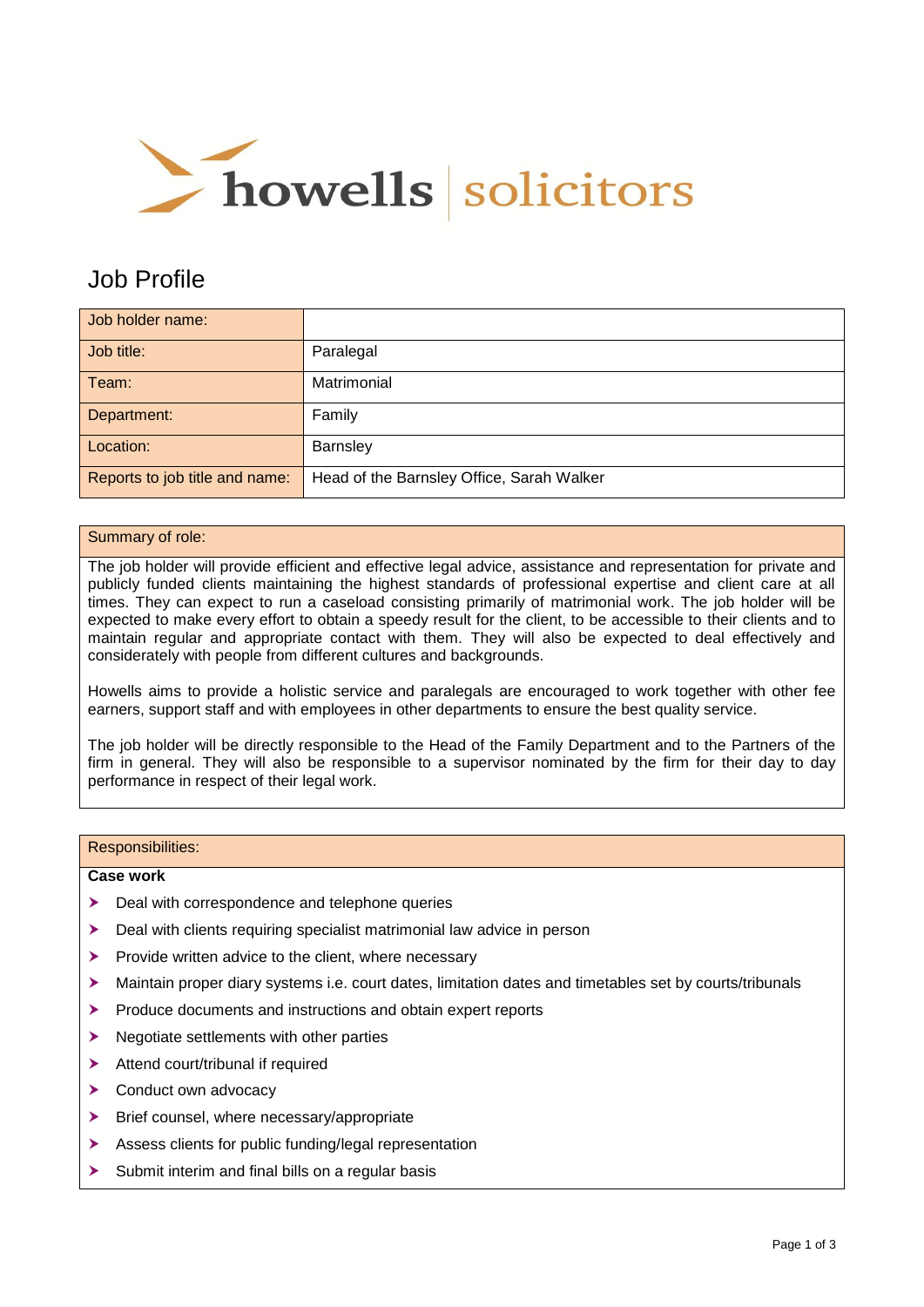howells | solicitors

# Job Profile

| Job holder name: | |
|---|---|
| Job title: | Paralegal |
| Team: | Matrimonial |
| Department: | Family |
| Location: | Barnsley |
| Reports to job title and name: | Head of the Barnsley Office, Sarah Walker |

## Summary of role:

The job holder will provide efficient and effective legal advice, assistance and representation for private and publicly funded clients maintaining the highest standards of professional expertise and client care at all times. They can expect to run a caseload consisting primarily of matrimonial work. The job holder will be expected to make every effort to obtain a speedy result for the client, to be accessible to their clients and to maintain regular and appropriate contact with them. They will also be expected to deal effectively and considerately with people from different cultures and backgrounds.

Howells aims to provide a holistic service and paralegals are encouraged to work together with other fee earners, support staff and with employees in other departments to ensure the best quality service.

The job holder will be directly responsible to the Head of the Family Department and to the Partners of the firm in general. They will also be responsible to a supervisor nominated by the firm for their day to day performance in respect of their legal work.

## Responsibilities:

**Case work**

- Deal with correspondence and telephone queries
- Deal with clients requiring specialist matrimonial law advice in person
- Provide written advice to the client, where necessary
- Maintain proper diary systems i.e. court dates, limitation dates and timetables set by courts/tribunals
- Produce documents and instructions and obtain expert reports
- Negotiate settlements with other parties
- Attend court/tribunal if required
- Conduct own advocacy
- Brief counsel, where necessary/appropriate
- Assess clients for public funding/legal representation
- Submit interim and final bills on a regular basis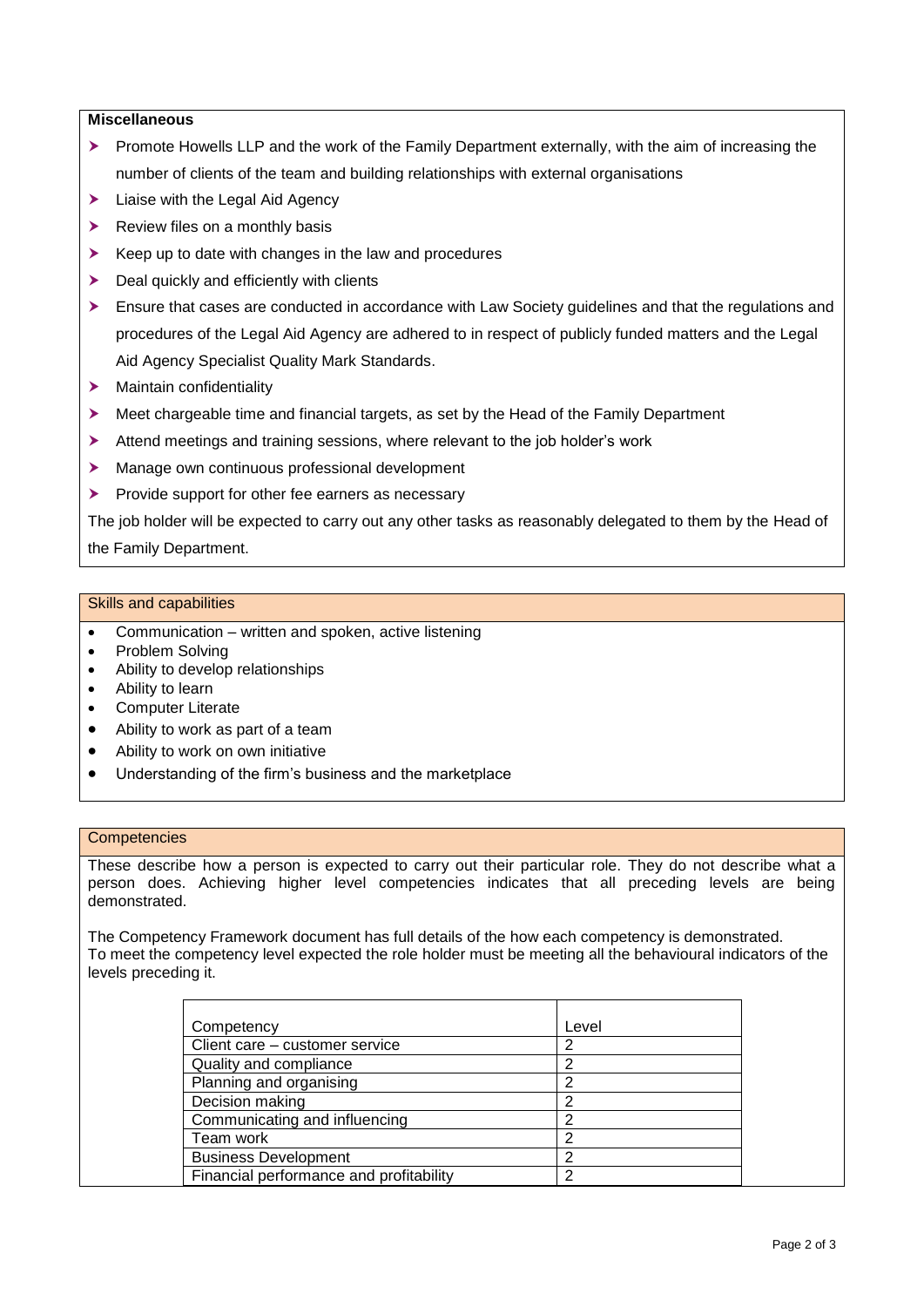**Miscellaneous**

- Promote Howells LLP and the work of the Family Department externally, with the aim of increasing the number of clients of the team and building relationships with external organisations
- Liaise with the Legal Aid Agency
- Review files on a monthly basis
- Keep up to date with changes in the law and procedures
- Deal quickly and efficiently with clients
- Ensure that cases are conducted in accordance with Law Society guidelines and that the regulations and procedures of the Legal Aid Agency are adhered to in respect of publicly funded matters and the Legal Aid Agency Specialist Quality Mark Standards.
- Maintain confidentiality
- Meet chargeable time and financial targets, as set by the Head of the Family Department
- Attend meetings and training sessions, where relevant to the job holder's work
- Manage own continuous professional development
- Provide support for other fee earners as necessary

The job holder will be expected to carry out any other tasks as reasonably delegated to them by the Head of the Family Department.

## Skills and capabilities

- Communication – written and spoken, active listening
- Problem Solving
- Ability to develop relationships
- Ability to learn
- Computer Literate
- Ability to work as part of a team
- Ability to work on own initiative
- Understanding of the firm's business and the marketplace

## Competencies

These describe how a person is expected to carry out their particular role. They do not describe what a person does. Achieving higher level competencies indicates that all preceding levels are being demonstrated.

The Competency Framework document has full details of the how each competency is demonstrated.
To meet the competency level expected the role holder must be meeting all the behavioural indicators of the levels preceding it.

| Competency | Level |
|---|---|
| Client care – customer service | 2 |
| Quality and compliance | 2 |
| Planning and organising | 2 |
| Decision making | 2 |
| Communicating and influencing | 2 |
| Team work | 2 |
| Business Development | 2 |
| Financial performance and profitability | 2 |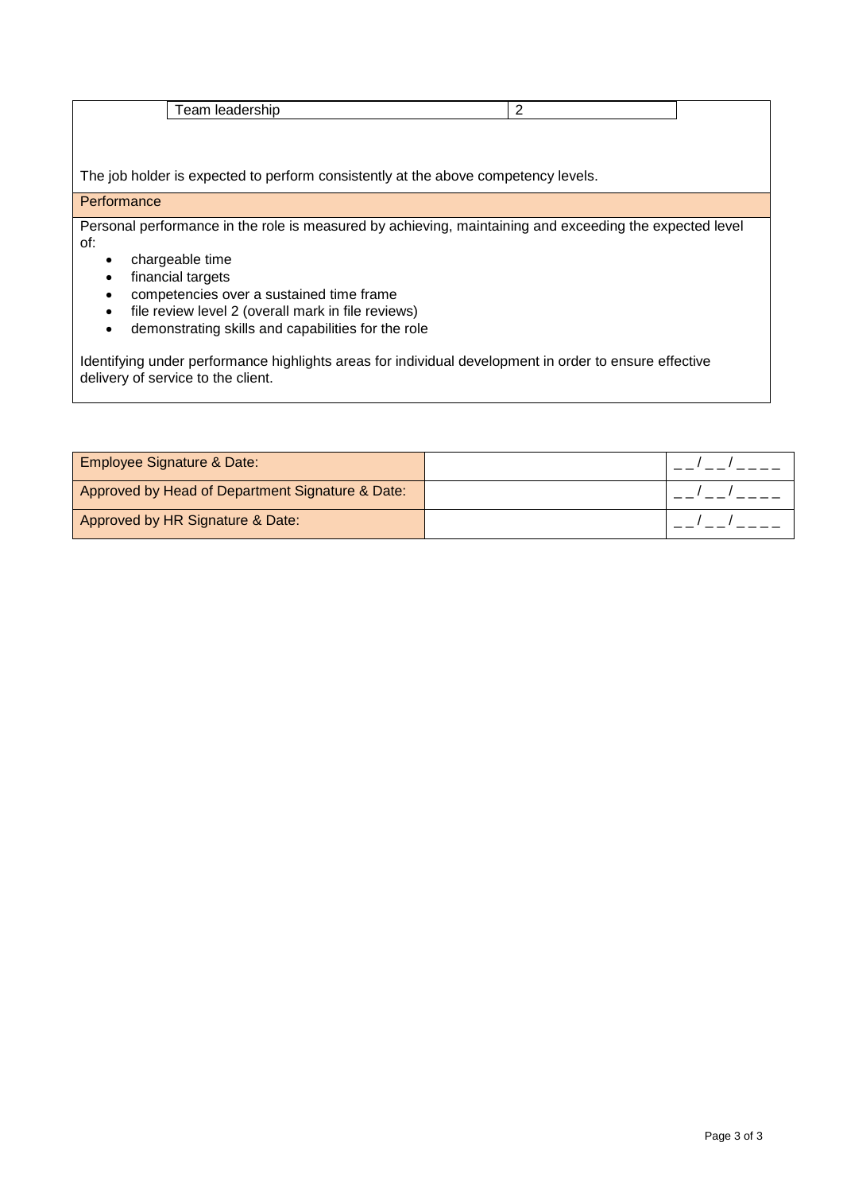| | |
|---|---|
| Team leadership | 2 |

The job holder is expected to perform consistently at the above competency levels.

## Performance

Personal performance in the role is measured by achieving, maintaining and exceeding the expected level of:

- chargeable time
- financial targets
- competencies over a sustained time frame
- file review level 2 (overall mark in file reviews)
- demonstrating skills and capabilities for the role

Identifying under performance highlights areas for individual development in order to ensure effective delivery of service to the client.

| | | |
|---|---|---|
| Employee Signature & Date: | | _ _ / _ _ / _ _ _ _ |
| Approved by Head of Department Signature & Date: | | _ _ / _ _ / _ _ _ _ |
| Approved by HR Signature & Date: | | _ _ / _ _ / _ _ _ _ |